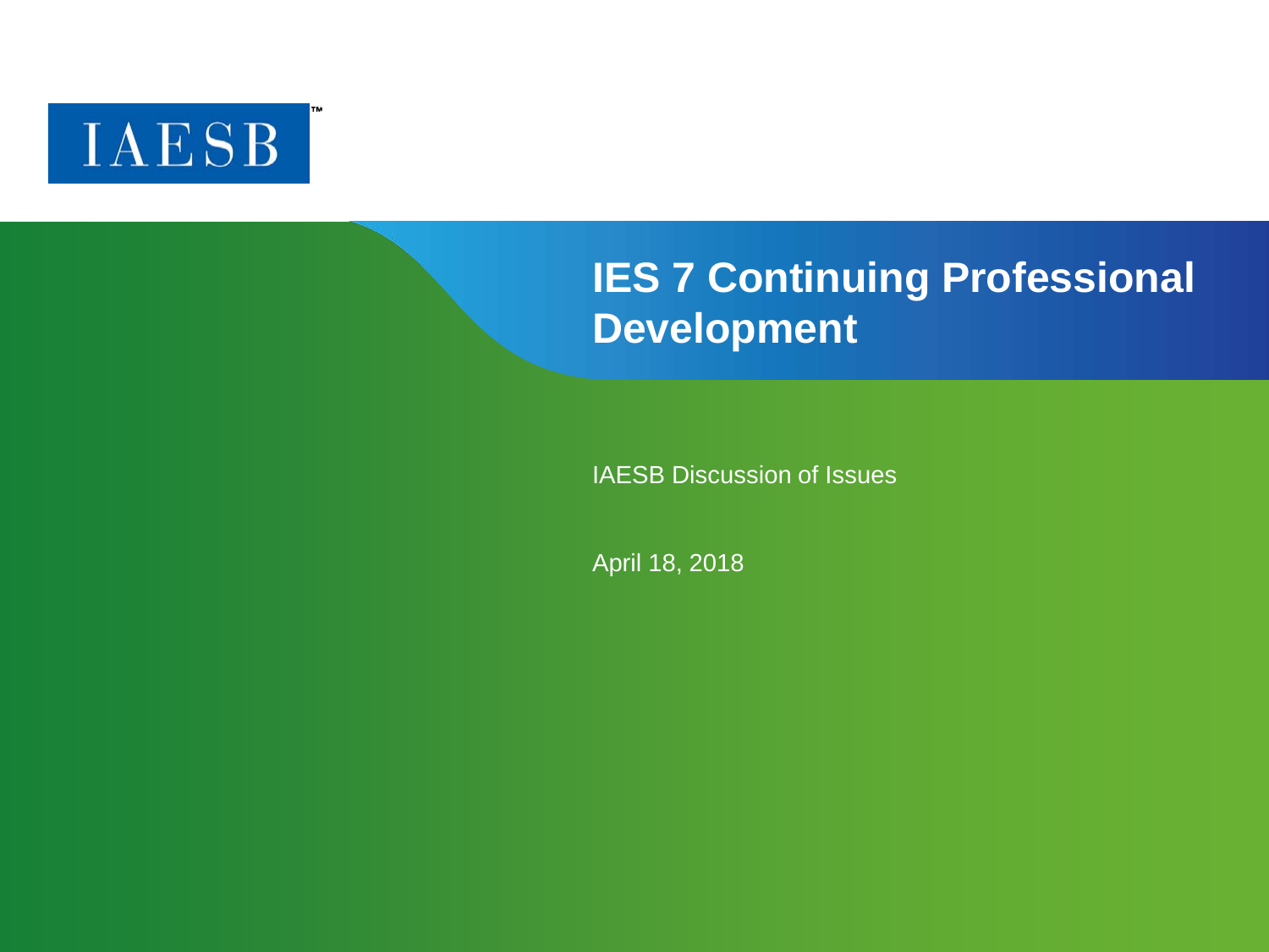IAESB™

# IES 7 Continuing Professional Development

IAESB Discussion of Issues

April 18, 2018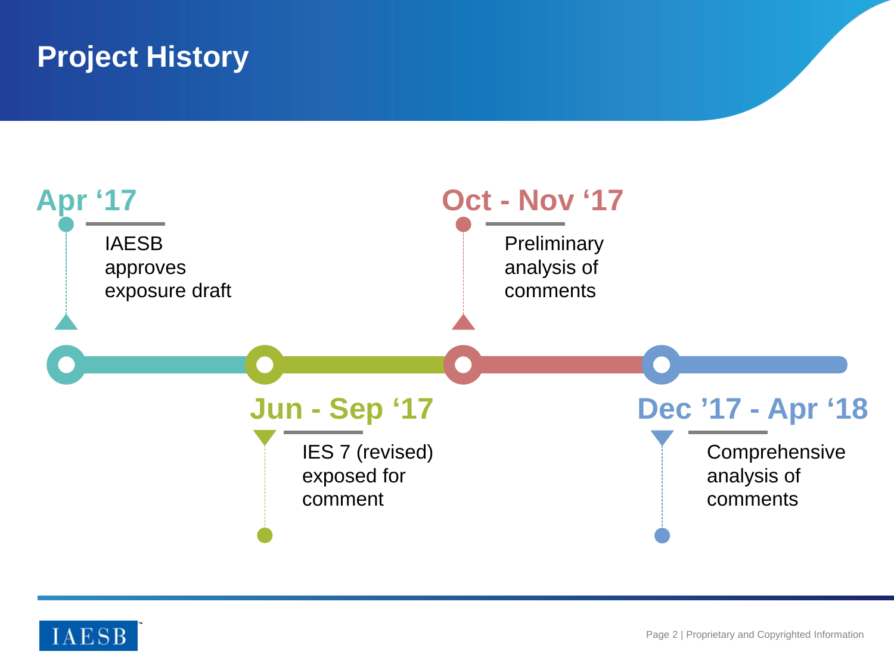# Project History

**Apr '17**

IAESB approves exposure draft

**Jun - Sep '17**

IES 7 (revised) exposed for comment

**Oct - Nov '17**

Preliminary analysis of comments

**Dec '17 - Apr '18**

Comprehensive analysis of comments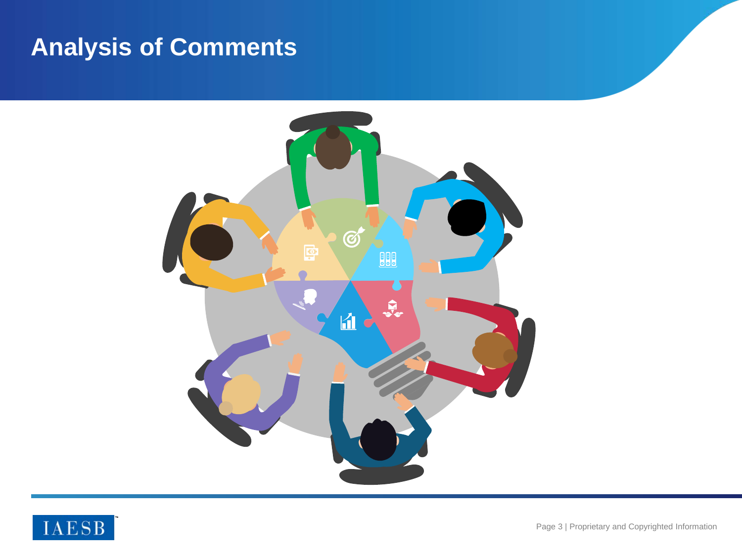# Analysis of Comments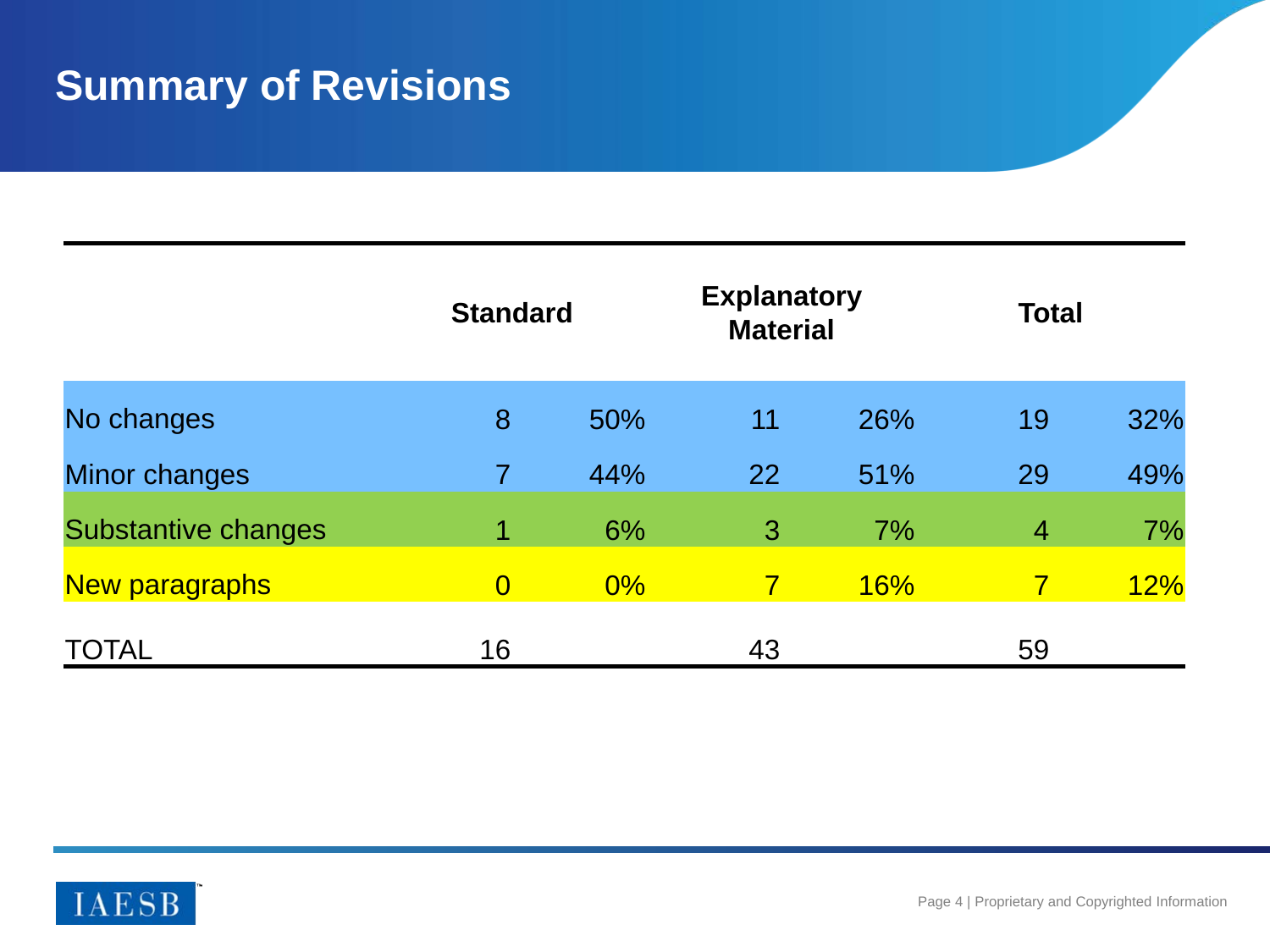# Summary of Revisions

| | Standard | | Explanatory Material | | Total | |
|---|---|---|---|---|---|---|
| No changes | 8 | 50% | 11 | 26% | 19 | 32% |
| Minor changes | 7 | 44% | 22 | 51% | 29 | 49% |
| Substantive changes | 1 | 6% | 3 | 7% | 4 | 7% |
| New paragraphs | 0 | 0% | 7 | 16% | 7 | 12% |
| TOTAL | 16 | | 43 | | 59 | |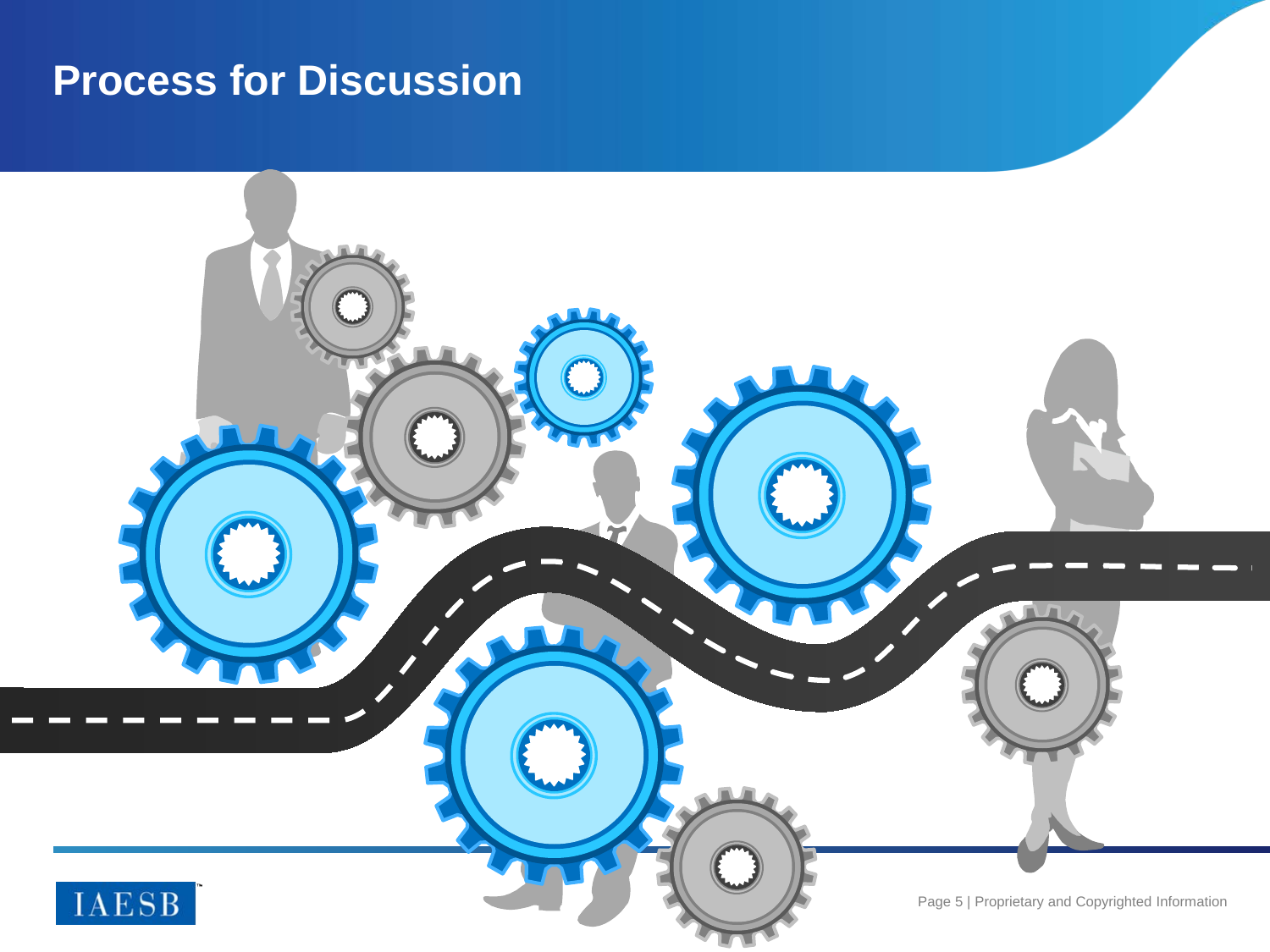# Process for Discussion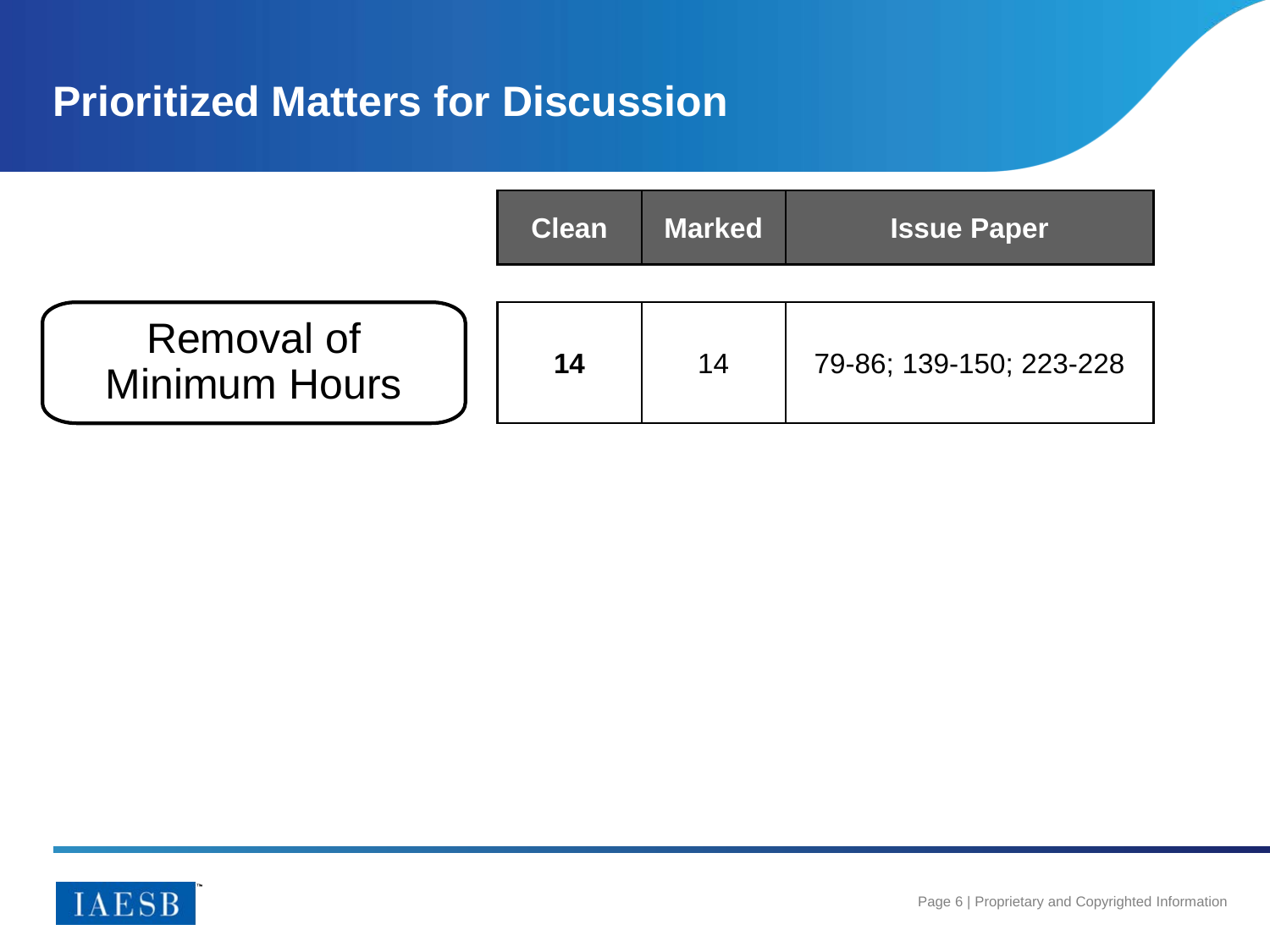# Prioritized Matters for Discussion

| | Clean | Marked | Issue Paper |
| --- | --- | --- | --- |
| Removal of Minimum Hours | **14** | 14 | 79-86; 139-150; 223-228 |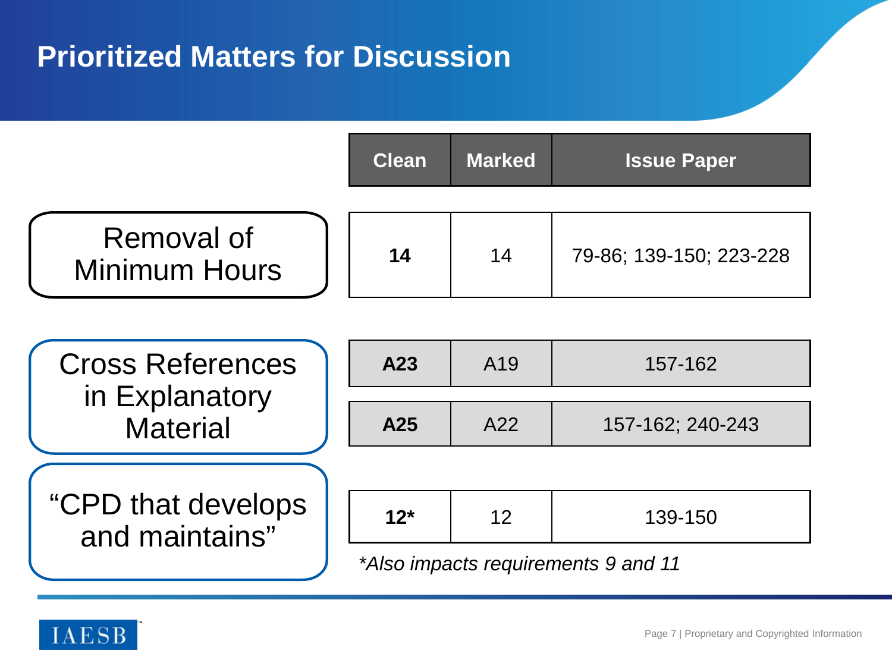# Prioritized Matters for Discussion

| | Clean | Marked | Issue Paper |
|---|---|---|---|
| Removal of Minimum Hours | **14** | 14 | 79-86; 139-150; 223-228 |
| Cross References in Explanatory Material | **A23** | A19 | 157-162 |
| | **A25** | A22 | 157-162; 240-243 |
| "CPD that develops and maintains" | **12*** | 12 | 139-150 |

**Also impacts requirements 9 and 11*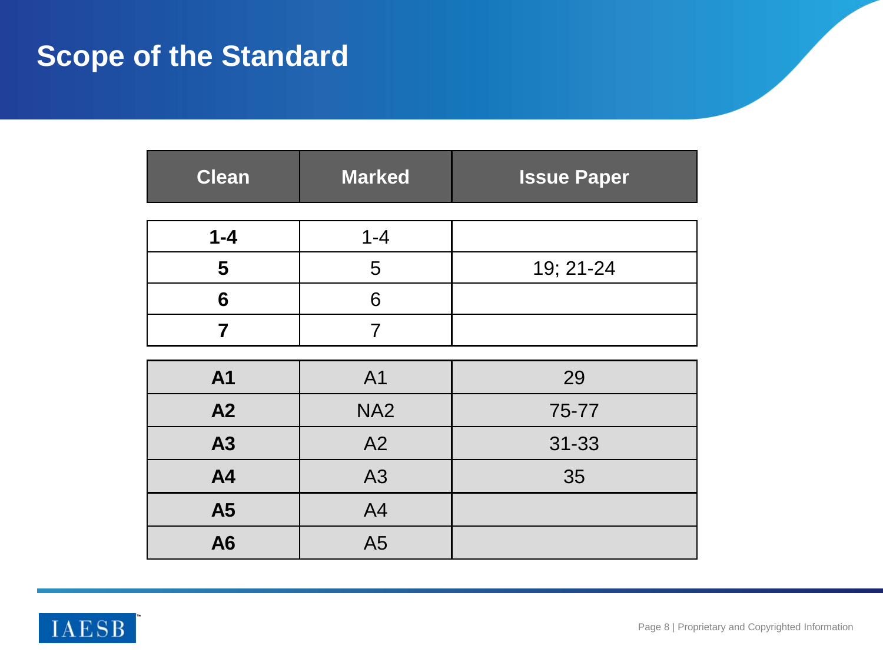## Scope of the Standard

| Clean | Marked | Issue Paper |
|---|---|---|
| **1-4** | 1-4 | |
| **5** | 5 | 19; 21-24 |
| **6** | 6 | |
| **7** | 7 | |
| **A1** | A1 | 29 |
| **A2** | NA2 | 75-77 |
| **A3** | A2 | 31-33 |
| **A4** | A3 | 35 |
| **A5** | A4 | |
| **A6** | A5 | |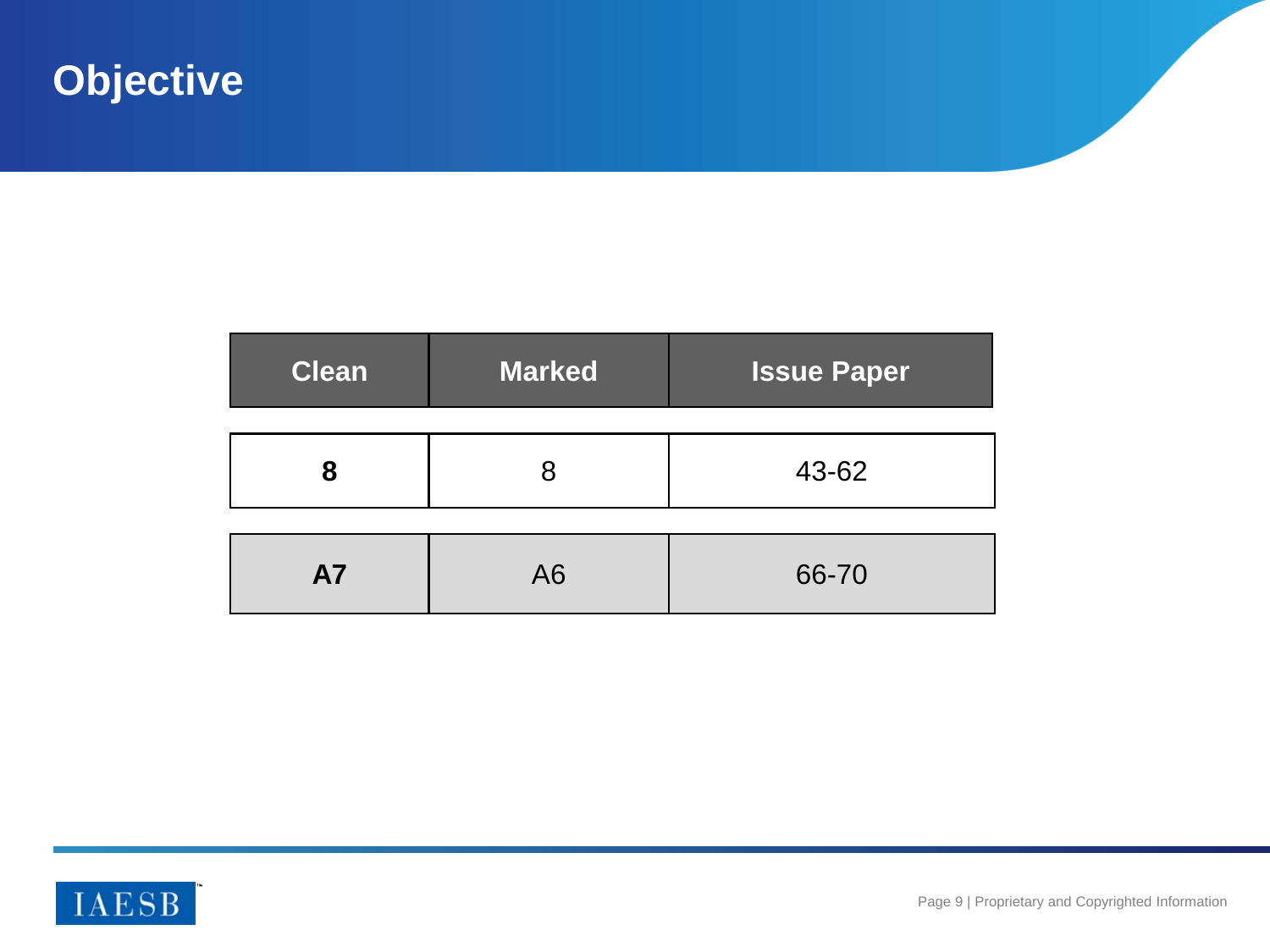# Objective

| Clean | Marked | Issue Paper |
| --- | --- | --- |
| **8** | 8 | 43-62 |
| **A7** | A6 | 66-70 |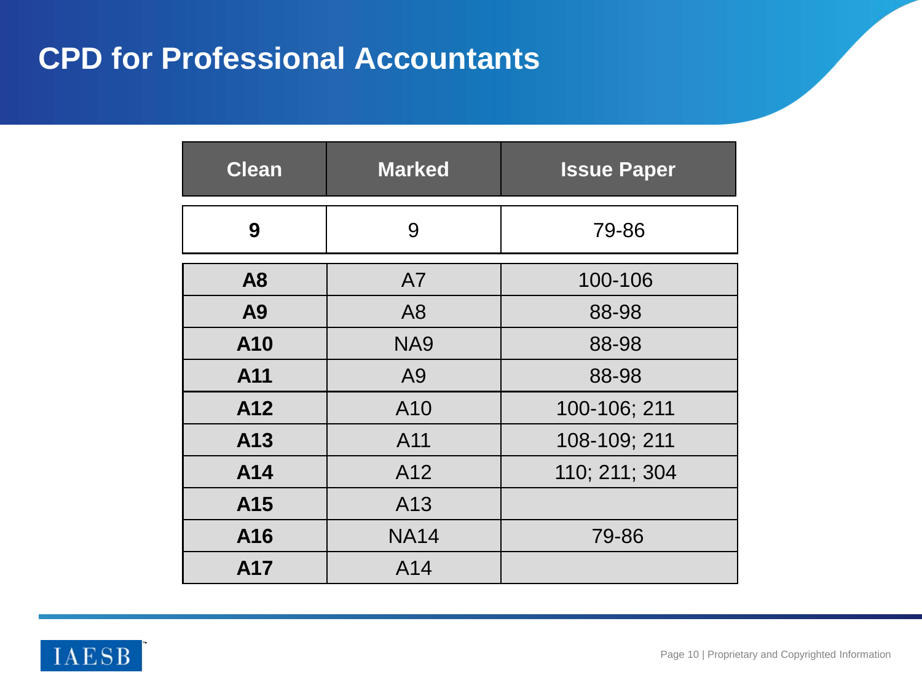# CPD for Professional Accountants

| Clean | Marked | Issue Paper |
| --- | --- | --- |
| **9** | 9 | 79-86 |
| **A8** | A7 | 100-106 |
| **A9** | A8 | 88-98 |
| **A10** | NA9 | 88-98 |
| **A11** | A9 | 88-98 |
| **A12** | A10 | 100-106; 211 |
| **A13** | A11 | 108-109; 211 |
| **A14** | A12 | 110; 211; 304 |
| **A15** | A13 | |
| **A16** | NA14 | 79-86 |
| **A17** | A14 | |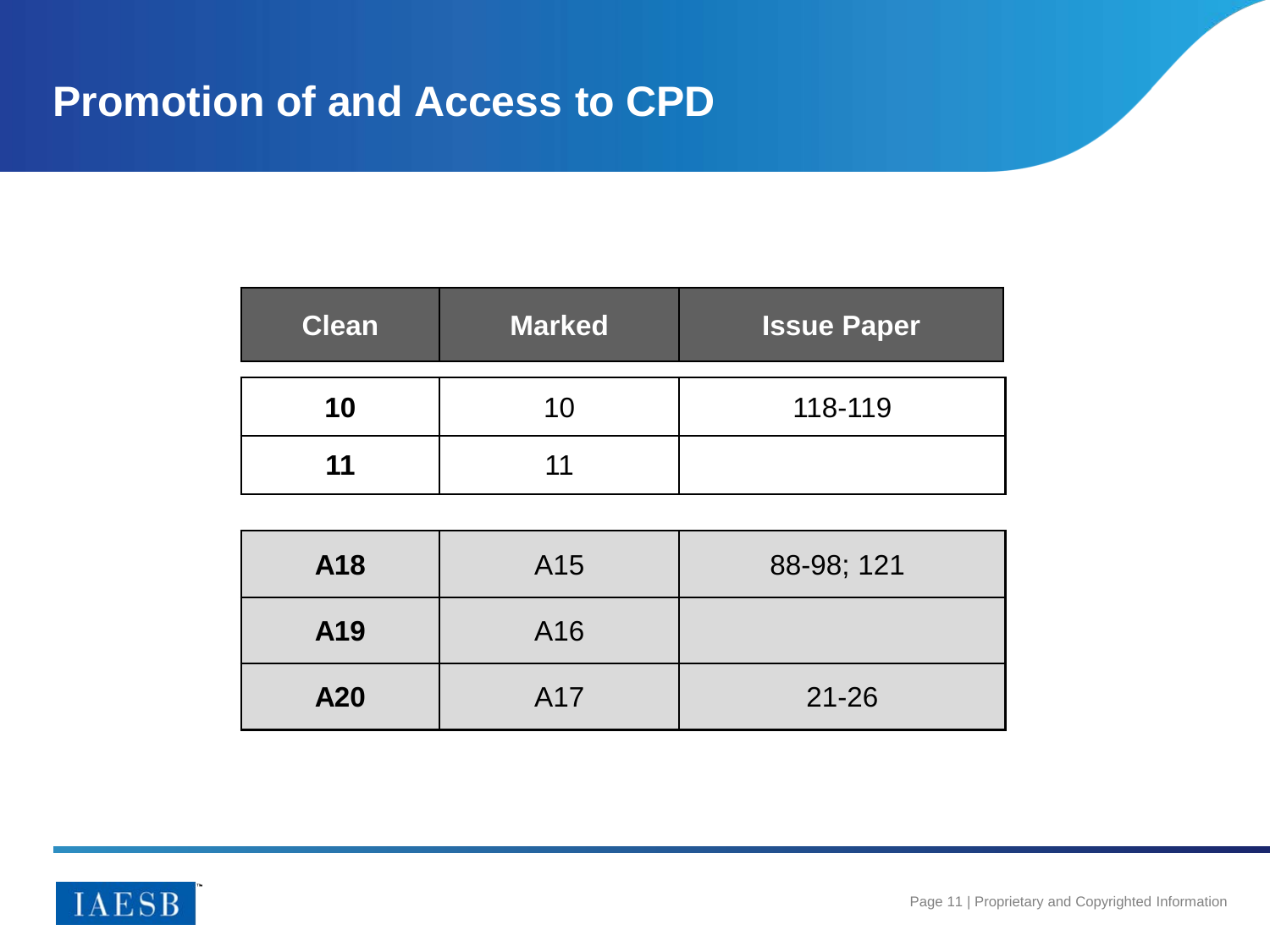# Promotion of and Access to CPD

| Clean | Marked | Issue Paper |
| --- | --- | --- |
| **10** | 10 | 118-119 |
| **11** | 11 | |
| **A18** | A15 | 88-98; 121 |
| **A19** | A16 | |
| **A20** | A17 | 21-26 |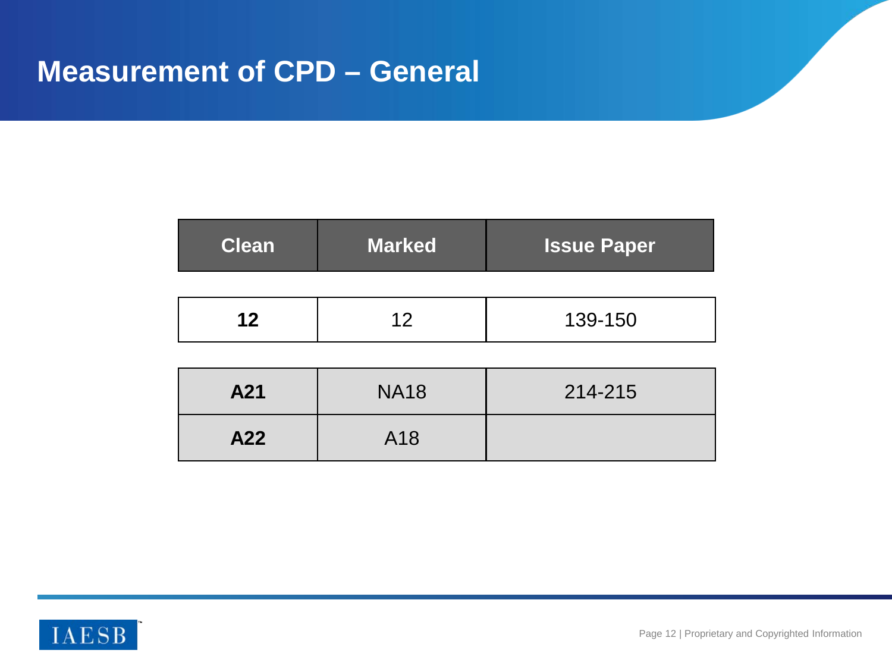# Measurement of CPD – General

| Clean | Marked | Issue Paper |
| --- | --- | --- |
| **12** | 12 | 139-150 |
| **A21** | NA18 | 214-215 |
| **A22** | A18 | |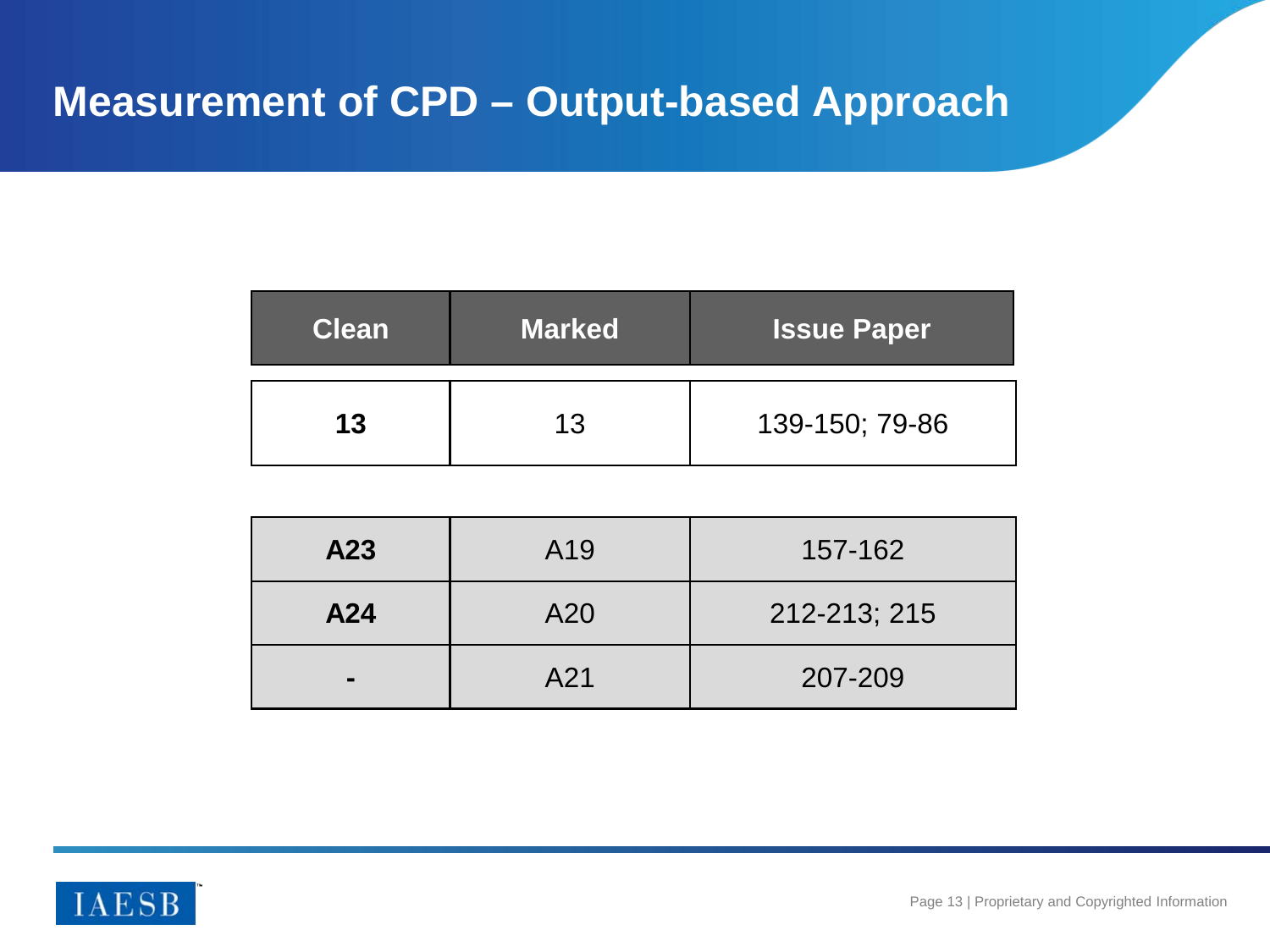# Measurement of CPD – Output-based Approach

| Clean | Marked | Issue Paper |
|---|---|---|
| **13** | 13 | 139-150; 79-86 |
| **A23** | A19 | 157-162 |
| **A24** | A20 | 212-213; 215 |
| **-** | A21 | 207-209 |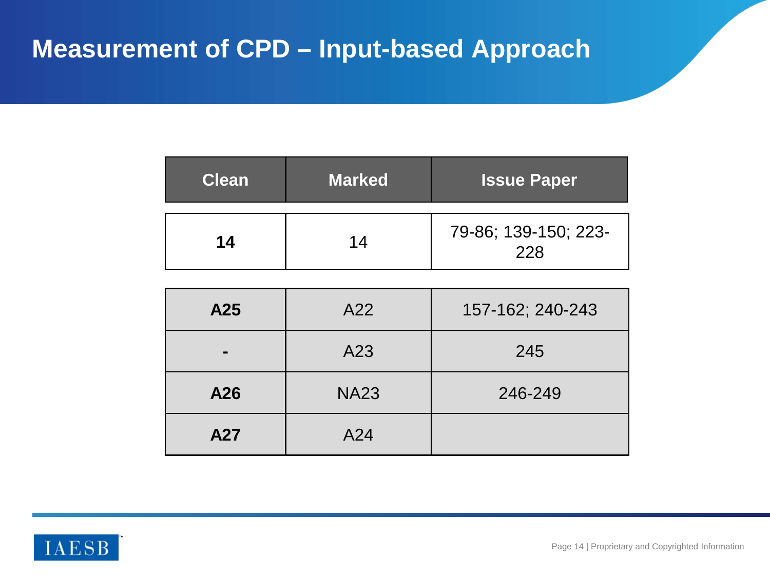# Measurement of CPD – Input-based Approach

| Clean | Marked | Issue Paper |
|---|---|---|
| **14** | 14 | 79-86; 139-150; 223-228 |
| **A25** | A22 | 157-162; 240-243 |
| **-** | A23 | 245 |
| **A26** | NA23 | 246-249 |
| **A27** | A24 | |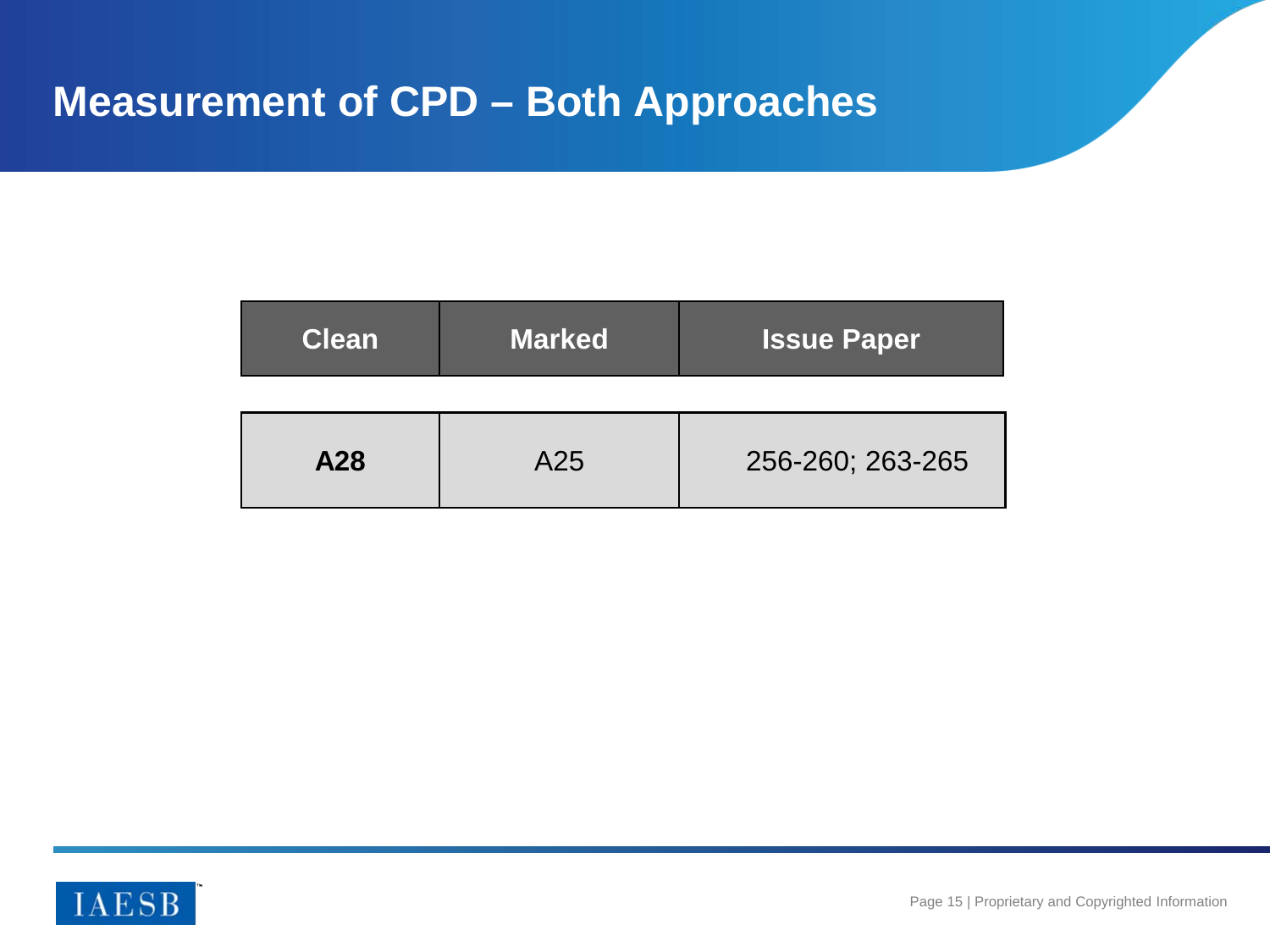# Measurement of CPD – Both Approaches

| Clean | Marked | Issue Paper |
|---|---|---|
| **A28** | A25 | 256-260; 263-265 |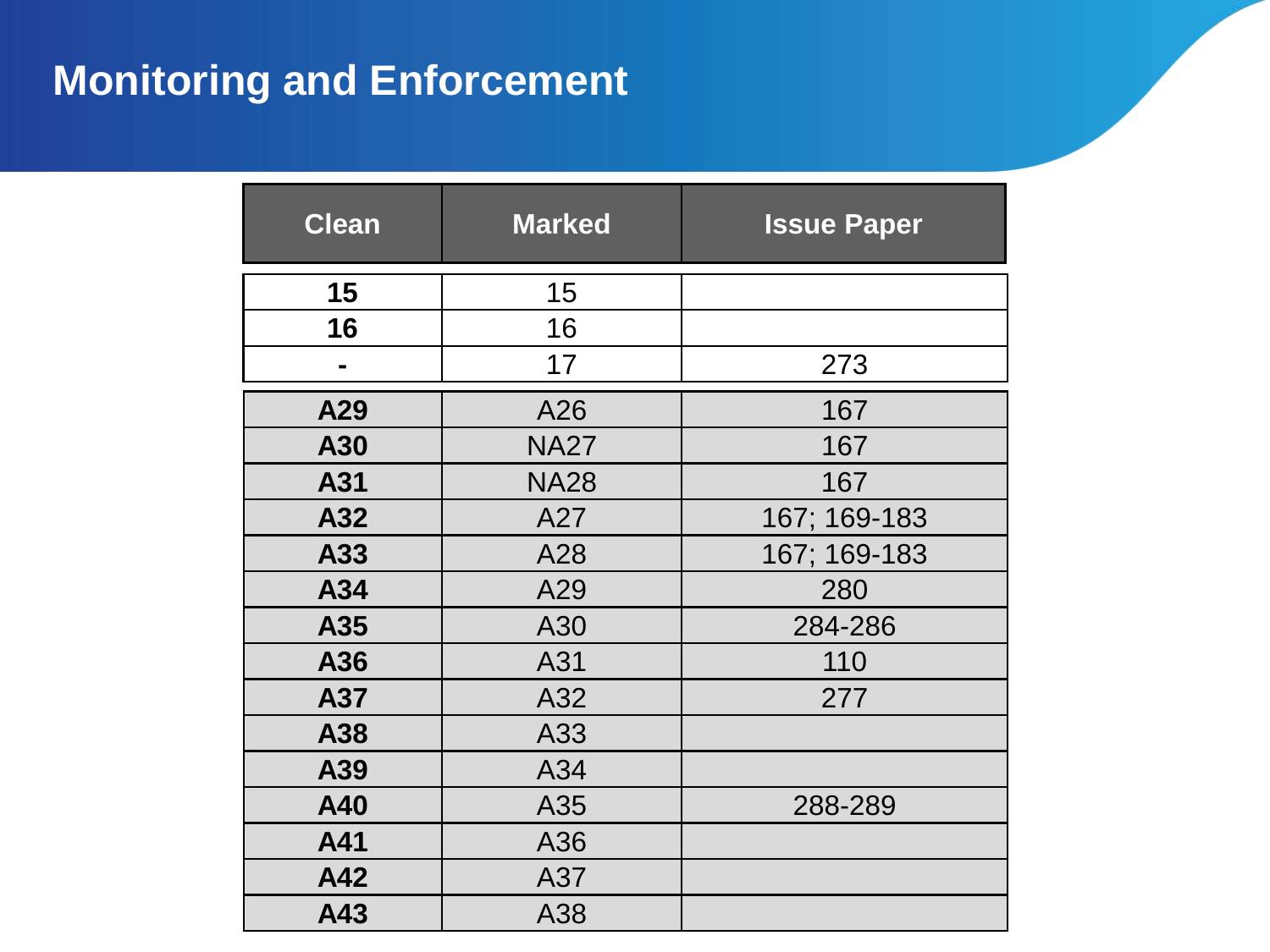# Monitoring and Enforcement

| Clean | Marked | Issue Paper |
|---|---|---|
| **15** | 15 | |
| **16** | 16 | |
| **-** | 17 | 273 |
| **A29** | A26 | 167 |
| **A30** | NA27 | 167 |
| **A31** | NA28 | 167 |
| **A32** | A27 | 167; 169-183 |
| **A33** | A28 | 167; 169-183 |
| **A34** | A29 | 280 |
| **A35** | A30 | 284-286 |
| **A36** | A31 | 110 |
| **A37** | A32 | 277 |
| **A38** | A33 | |
| **A39** | A34 | |
| **A40** | A35 | 288-289 |
| **A41** | A36 | |
| **A42** | A37 | |
| **A43** | A38 | |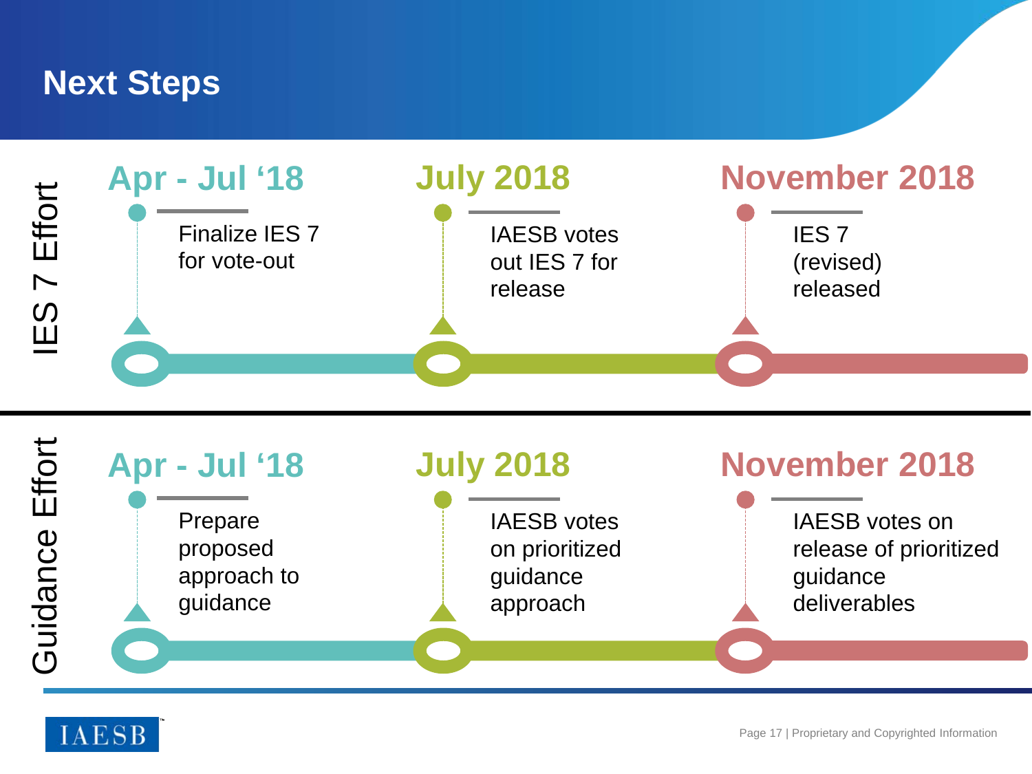# Next Steps

## IES 7 Effort

**Apr - Jul '18**

Finalize IES 7 for vote-out

**July 2018**

IAESB votes out IES 7 for release

**November 2018**

IES 7 (revised) released

## Guidance Effort

**Apr - Jul '18**

Prepare proposed approach to guidance

**July 2018**

IAESB votes on prioritized guidance approach

**November 2018**

IAESB votes on release of prioritized guidance deliverables

IAESB